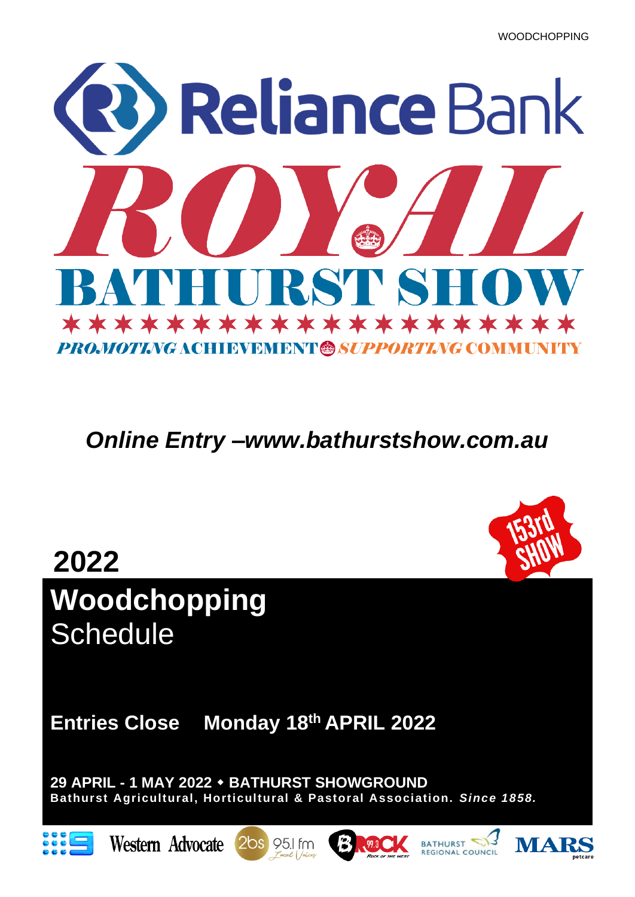# Reliance Bank ROYAL BATHURST SHOW

PROMOTING ACHIEVEMENT SUPPORTING COMMUNITY

***Online Entry –www.bathurstshow.com.au***

153rd SHOW

## 2022

# Woodchopping Schedule

**Entries Close Monday 18th APRIL 2022**

**29 APRIL - 1 MAY 2022 ◆ BATHURST SHOWGROUND**

**Bathurst Agricultural, Horticultural & Pastoral Association. *Since 1858.***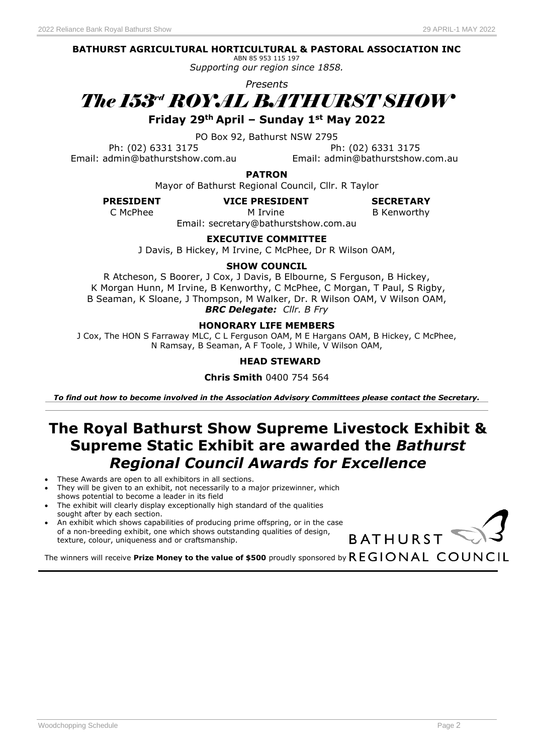**BATHURST AGRICULTURAL HORTICULTURAL & PASTORAL ASSOCIATION INC**

ABN 85 953 115 197

*Supporting our region since 1858.*

*Presents*

# *The 153rd ROYAL BATHURST SHOW*

**Friday 29th April – Sunday 1st May 2022**

PO Box 92, Bathurst NSW 2795

Ph: (02) 6331 3175
Email: admin@bathurstshow.com.au

Ph: (02) 6331 3175
Email: admin@bathurstshow.com.au

**PATRON**

Mayor of Bathurst Regional Council, Cllr. R Taylor

| **PRESIDENT** | **VICE PRESIDENT** | **SECRETARY** |
|---|---|---|
| C McPhee | M Irvine | B Kenworthy |

Email: secretary@bathurstshow.com.au

**EXECUTIVE COMMITTEE**

J Davis, B Hickey, M Irvine, C McPhee, Dr R Wilson OAM,

**SHOW COUNCIL**

R Atcheson, S Boorer, J Cox, J Davis, B Elbourne, S Ferguson, B Hickey, K Morgan Hunn, M Irvine, B Kenworthy, C McPhee, C Morgan, T Paul, S Rigby, B Seaman, K Sloane, J Thompson, M Walker, Dr. R Wilson OAM, V Wilson OAM,

***BRC Delegate:*** *Cllr. B Fry*

**HONORARY LIFE MEMBERS**

J Cox, The HON S Farraway MLC, C L Ferguson OAM, M E Hargans OAM, B Hickey, C McPhee, N Ramsay, B Seaman, A F Toole, J While, V Wilson OAM,

**HEAD STEWARD**

**Chris Smith** 0400 754 564

***To find out how to become involved in the Association Advisory Committees please contact the Secretary.***

## The Royal Bathurst Show Supreme Livestock Exhibit & Supreme Static Exhibit are awarded the *Bathurst Regional Council Awards for Excellence*

- These Awards are open to all exhibitors in all sections.
- They will be given to an exhibit, not necessarily to a major prizewinner, which shows potential to become a leader in its field
- The exhibit will clearly display exceptionally high standard of the qualities sought after by each section.
- An exhibit which shows capabilities of producing prime offspring, or in the case of a non-breeding exhibit, one which shows outstanding qualities of design, texture, colour, uniqueness and or craftsmanship.

The winners will receive **Prize Money to the value of $500** proudly sponsored by BATHURST REGIONAL COUNCIL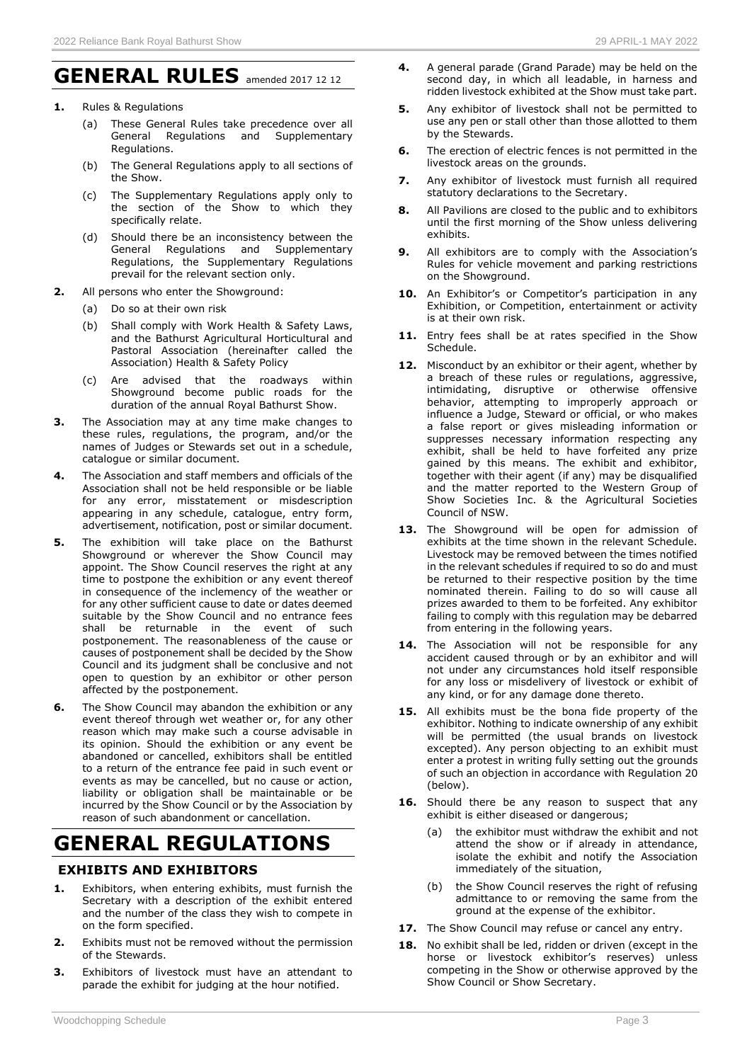# GENERAL RULES amended 2017 12 12

1. Rules & Regulations
   (a) These General Rules take precedence over all General Regulations and Supplementary Regulations.
   (b) The General Regulations apply to all sections of the Show.
   (c) The Supplementary Regulations apply only to the section of the Show to which they specifically relate.
   (d) Should there be an inconsistency between the General Regulations and Supplementary Regulations, the Supplementary Regulations prevail for the relevant section only.
2. All persons who enter the Showground:
   (a) Do so at their own risk
   (b) Shall comply with Work Health & Safety Laws, and the Bathurst Agricultural Horticultural and Pastoral Association (hereinafter called the Association) Health & Safety Policy
   (c) Are advised that the roadways within Showground become public roads for the duration of the annual Royal Bathurst Show.
3. The Association may at any time make changes to these rules, regulations, the program, and/or the names of Judges or Stewards set out in a schedule, catalogue or similar document.
4. The Association and staff members and officials of the Association shall not be held responsible or be liable for any error, misstatement or misdescription appearing in any schedule, catalogue, entry form, advertisement, notification, post or similar document.
5. The exhibition will take place on the Bathurst Showground or wherever the Show Council may appoint. The Show Council reserves the right at any time to postpone the exhibition or any event thereof in consequence of the inclemency of the weather or for any other sufficient cause to date or dates deemed suitable by the Show Council and no entrance fees shall be returnable in the event of such postponement. The reasonableness of the cause or causes of postponement shall be decided by the Show Council and its judgment shall be conclusive and not open to question by an exhibitor or other person affected by the postponement.
6. The Show Council may abandon the exhibition or any event thereof through wet weather or, for any other reason which may make such a course advisable in its opinion. Should the exhibition or any event be abandoned or cancelled, exhibitors shall be entitled to a return of the entrance fee paid in such event or events as may be cancelled, but no cause or action, liability or obligation shall be maintainable or be incurred by the Show Council or by the Association by reason of such abandonment or cancellation.

# GENERAL REGULATIONS

## EXHIBITS AND EXHIBITORS

1. Exhibitors, when entering exhibits, must furnish the Secretary with a description of the exhibit entered and the number of the class they wish to compete in on the form specified.
2. Exhibits must not be removed without the permission of the Stewards.
3. Exhibitors of livestock must have an attendant to parade the exhibit for judging at the hour notified.
4. A general parade (Grand Parade) may be held on the second day, in which all leadable, in harness and ridden livestock exhibited at the Show must take part.
5. Any exhibitor of livestock shall not be permitted to use any pen or stall other than those allotted to them by the Stewards.
6. The erection of electric fences is not permitted in the livestock areas on the grounds.
7. Any exhibitor of livestock must furnish all required statutory declarations to the Secretary.
8. All Pavilions are closed to the public and to exhibitors until the first morning of the Show unless delivering exhibits.
9. All exhibitors are to comply with the Association's Rules for vehicle movement and parking restrictions on the Showground.
10. An Exhibitor's or Competitor's participation in any Exhibition, or Competition, entertainment or activity is at their own risk.
11. Entry fees shall be at rates specified in the Show Schedule.
12. Misconduct by an exhibitor or their agent, whether by a breach of these rules or regulations, aggressive, intimidating, disruptive or otherwise offensive behavior, attempting to improperly approach or influence a Judge, Steward or official, or who makes a false report or gives misleading information or suppresses necessary information respecting any exhibit, shall be held to have forfeited any prize gained by this means. The exhibit and exhibitor, together with their agent (if any) may be disqualified and the matter reported to the Western Group of Show Societies Inc. & the Agricultural Societies Council of NSW.
13. The Showground will be open for admission of exhibits at the time shown in the relevant Schedule. Livestock may be removed between the times notified in the relevant schedules if required to so do and must be returned to their respective position by the time nominated therein. Failing to do so will cause all prizes awarded to them to be forfeited. Any exhibitor failing to comply with this regulation may be debarred from entering in the following years.
14. The Association will not be responsible for any accident caused through or by an exhibitor and will not under any circumstances hold itself responsible for any loss or misdelivery of livestock or exhibit of any kind, or for any damage done thereto.
15. All exhibits must be the bona fide property of the exhibitor. Nothing to indicate ownership of any exhibit will be permitted (the usual brands on livestock excepted). Any person objecting to an exhibit must enter a protest in writing fully setting out the grounds of such an objection in accordance with Regulation 20 (below).
16. Should there be any reason to suspect that any exhibit is either diseased or dangerous;
    (a) the exhibitor must withdraw the exhibit and not attend the show or if already in attendance, isolate the exhibit and notify the Association immediately of the situation,
    (b) the Show Council reserves the right of refusing admittance to or removing the same from the ground at the expense of the exhibitor.
17. The Show Council may refuse or cancel any entry.
18. No exhibit shall be led, ridden or driven (except in the horse or livestock exhibitor's reserves) unless competing in the Show or otherwise approved by the Show Council or Show Secretary.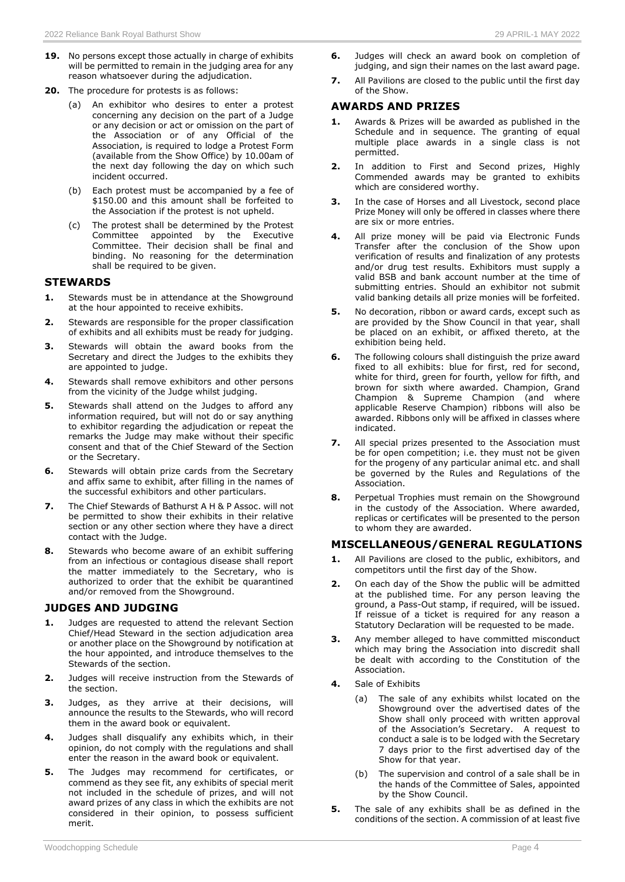19. No persons except those actually in charge of exhibits will be permitted to remain in the judging area for any reason whatsoever during the adjudication.

20. The procedure for protests is as follows:

    (a) An exhibitor who desires to enter a protest concerning any decision on the part of a Judge or any decision or act or omission on the part of the Association or of any Official of the Association, is required to lodge a Protest Form (available from the Show Office) by 10.00am of the next day following the day on which such incident occurred.

    (b) Each protest must be accompanied by a fee of $150.00 and this amount shall be forfeited to the Association if the protest is not upheld.

    (c) The protest shall be determined by the Protest Committee appointed by the Executive Committee. Their decision shall be final and binding. No reasoning for the determination shall be required to be given.

## STEWARDS

1. Stewards must be in attendance at the Showground at the hour appointed to receive exhibits.
2. Stewards are responsible for the proper classification of exhibits and all exhibits must be ready for judging.
3. Stewards will obtain the award books from the Secretary and direct the Judges to the exhibits they are appointed to judge.
4. Stewards shall remove exhibitors and other persons from the vicinity of the Judge whilst judging.
5. Stewards shall attend on the Judges to afford any information required, but will not do or say anything to exhibitor regarding the adjudication or repeat the remarks the Judge may make without their specific consent and that of the Chief Steward of the Section or the Secretary.
6. Stewards will obtain prize cards from the Secretary and affix same to exhibit, after filling in the names of the successful exhibitors and other particulars.
7. The Chief Stewards of Bathurst A H & P Assoc. will not be permitted to show their exhibits in their relative section or any other section where they have a direct contact with the Judge.
8. Stewards who become aware of an exhibit suffering from an infectious or contagious disease shall report the matter immediately to the Secretary, who is authorized to order that the exhibit be quarantined and/or removed from the Showground.

## JUDGES AND JUDGING

1. Judges are requested to attend the relevant Section Chief/Head Steward in the section adjudication area or another place on the Showground by notification at the hour appointed, and introduce themselves to the Stewards of the section.
2. Judges will receive instruction from the Stewards of the section.
3. Judges, as they arrive at their decisions, will announce the results to the Stewards, who will record them in the award book or equivalent.
4. Judges shall disqualify any exhibits which, in their opinion, do not comply with the regulations and shall enter the reason in the award book or equivalent.
5. The Judges may recommend for certificates, or commend as they see fit, any exhibits of special merit not included in the schedule of prizes, and will not award prizes of any class in which the exhibits are not considered in their opinion, to possess sufficient merit.
6. Judges will check an award book on completion of judging, and sign their names on the last award page.
7. All Pavilions are closed to the public until the first day of the Show.

## AWARDS AND PRIZES

1. Awards & Prizes will be awarded as published in the Schedule and in sequence. The granting of equal multiple place awards in a single class is not permitted.
2. In addition to First and Second prizes, Highly Commended awards may be granted to exhibits which are considered worthy.
3. In the case of Horses and all Livestock, second place Prize Money will only be offered in classes where there are six or more entries.
4. All prize money will be paid via Electronic Funds Transfer after the conclusion of the Show upon verification of results and finalization of any protests and/or drug test results. Exhibitors must supply a valid BSB and bank account number at the time of submitting entries. Should an exhibitor not submit valid banking details all prize monies will be forfeited.
5. No decoration, ribbon or award cards, except such as are provided by the Show Council in that year, shall be placed on an exhibit, or affixed thereto, at the exhibition being held.
6. The following colours shall distinguish the prize award fixed to all exhibits: blue for first, red for second, white for third, green for fourth, yellow for fifth, and brown for sixth where awarded. Champion, Grand Champion & Supreme Champion (and where applicable Reserve Champion) ribbons will also be awarded. Ribbons only will be affixed in classes where indicated.
7. All special prizes presented to the Association must be for open competition; i.e. they must not be given for the progeny of any particular animal etc. and shall be governed by the Rules and Regulations of the Association.
8. Perpetual Trophies must remain on the Showground in the custody of the Association. Where awarded, replicas or certificates will be presented to the person to whom they are awarded.

## MISCELLANEOUS/GENERAL REGULATIONS

1. All Pavilions are closed to the public, exhibitors, and competitors until the first day of the Show.
2. On each day of the Show the public will be admitted at the published time. For any person leaving the ground, a Pass-Out stamp, if required, will be issued. If reissue of a ticket is required for any reason a Statutory Declaration will be requested to be made.
3. Any member alleged to have committed misconduct which may bring the Association into discredit shall be dealt with according to the Constitution of the Association.
4. Sale of Exhibits

    (a) The sale of any exhibits whilst located on the Showground over the advertised dates of the Show shall only proceed with written approval of the Association's Secretary. A request to conduct a sale is to be lodged with the Secretary 7 days prior to the first advertised day of the Show for that year.

    (b) The supervision and control of a sale shall be in the hands of the Committee of Sales, appointed by the Show Council.

5. The sale of any exhibits shall be as defined in the conditions of the section. A commission of at least five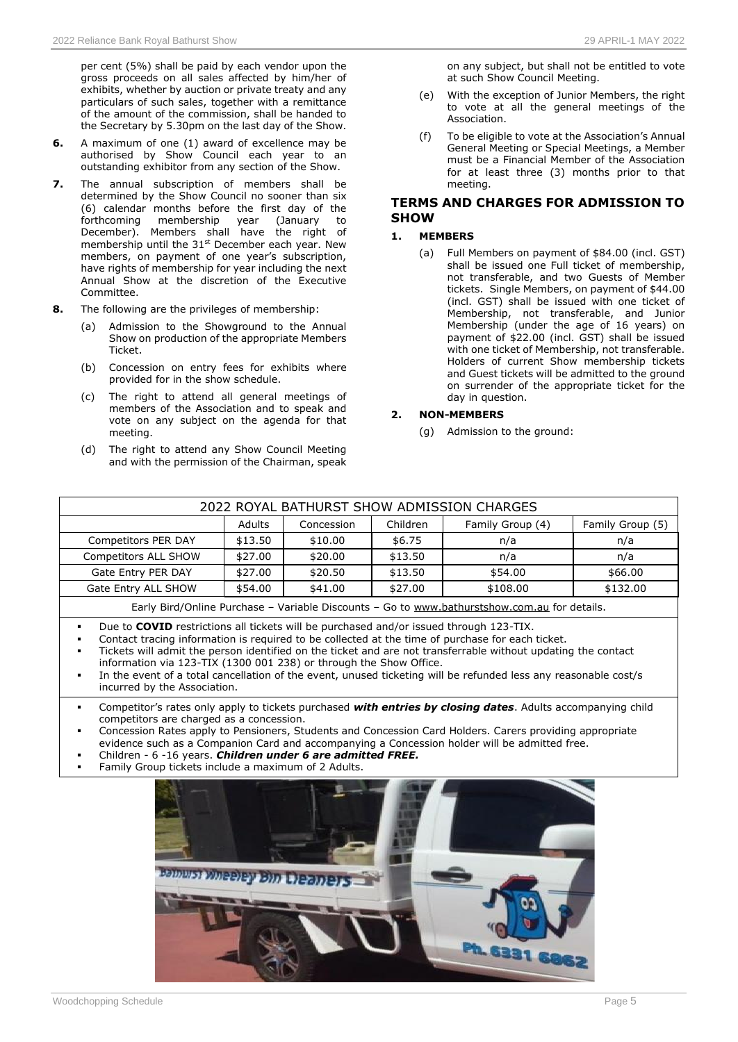per cent (5%) shall be paid by each vendor upon the gross proceeds on all sales affected by him/her of exhibits, whether by auction or private treaty and any particulars of such sales, together with a remittance of the amount of the commission, shall be handed to the Secretary by 5.30pm on the last day of the Show.

**6.** A maximum of one (1) award of excellence may be authorised by Show Council each year to an outstanding exhibitor from any section of the Show.

**7.** The annual subscription of members shall be determined by the Show Council no sooner than six (6) calendar months before the first day of the forthcoming membership year (January to December). Members shall have the right of membership until the 31st December each year. New members, on payment of one year's subscription, have rights of membership for year including the next Annual Show at the discretion of the Executive Committee.

**8.** The following are the privileges of membership:

(a) Admission to the Showground to the Annual Show on production of the appropriate Members Ticket.

(b) Concession on entry fees for exhibits where provided for in the show schedule.

(c) The right to attend all general meetings of members of the Association and to speak and vote on any subject on the agenda for that meeting.

(d) The right to attend any Show Council Meeting and with the permission of the Chairman, speak on any subject, but shall not be entitled to vote at such Show Council Meeting.

(e) With the exception of Junior Members, the right to vote at all the general meetings of the Association.

(f) To be eligible to vote at the Association's Annual General Meeting or Special Meetings, a Member must be a Financial Member of the Association for at least three (3) months prior to that meeting.

## TERMS AND CHARGES FOR ADMISSION TO SHOW

**1. MEMBERS**

(a) Full Members on payment of $84.00 (incl. GST) shall be issued one Full ticket of membership, not transferable, and two Guests of Member tickets. Single Members, on payment of $44.00 (incl. GST) shall be issued with one ticket of Membership, not transferable, and Junior Membership (under the age of 16 years) on payment of $22.00 (incl. GST) shall be issued with one ticket of Membership, not transferable. Holders of current Show membership tickets and Guest tickets will be admitted to the ground on surrender of the appropriate ticket for the day in question.

**2. NON-MEMBERS**

(g) Admission to the ground:

| 2022 ROYAL BATHURST SHOW ADMISSION CHARGES | | | | | |
|---|---|---|---|---|---|
| | Adults | Concession | Children | Family Group (4) | Family Group (5) |
| Competitors PER DAY | $13.50 | $10.00 | $6.75 | n/a | n/a |
| Competitors ALL SHOW | $27.00 | $20.00 | $13.50 | n/a | n/a |
| Gate Entry PER DAY | $27.00 | $20.50 | $13.50 | $54.00 | $66.00 |
| Gate Entry ALL SHOW | $54.00 | $41.00 | $27.00 | $108.00 | $132.00 |

Early Bird/Online Purchase – Variable Discounts – Go to www.bathurstshow.com.au for details.

- Due to **COVID** restrictions all tickets will be purchased and/or issued through 123-TIX.
- Contact tracing information is required to be collected at the time of purchase for each ticket.
- Tickets will admit the person identified on the ticket and are not transferrable without updating the contact information via 123-TIX (1300 001 238) or through the Show Office.
- In the event of a total cancellation of the event, unused ticketing will be refunded less any reasonable cost/s incurred by the Association.

- Competitor's rates only apply to tickets purchased ***with entries by closing dates***. Adults accompanying child competitors are charged as a concession.
- Concession Rates apply to Pensioners, Students and Concession Card Holders. Carers providing appropriate evidence such as a Companion Card and accompanying a Concession holder will be admitted free.
- Children - 6 -16 years. ***Children under 6 are admitted FREE.***
- Family Group tickets include a maximum of 2 Adults.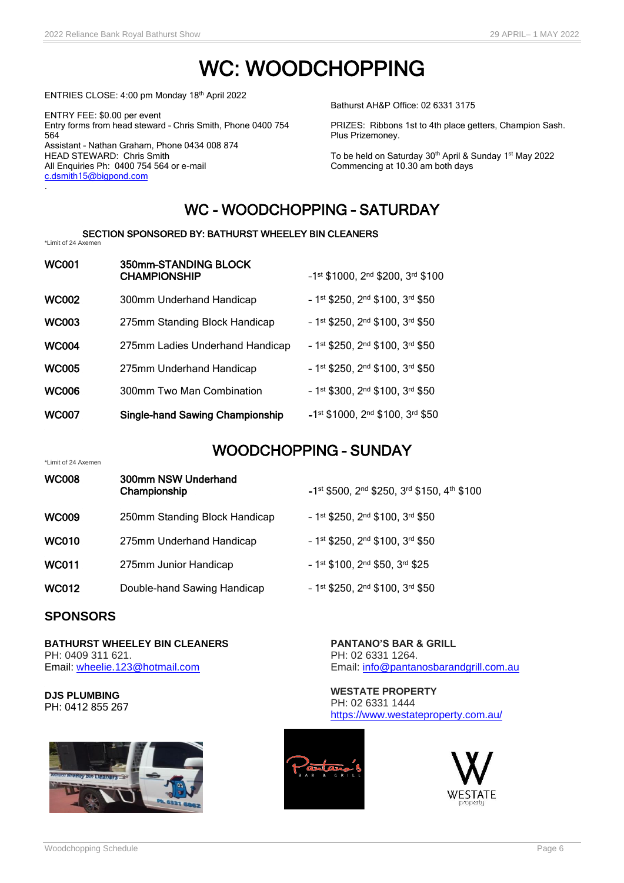# WC: WOODCHOPPING

ENTRIES CLOSE: 4:00 pm Monday 18th April 2022

ENTRY FEE: $0.00 per event
Entry forms from head steward – Chris Smith, Phone 0400 754 564
Assistant – Nathan Graham, Phone 0434 008 874
HEAD STEWARD: Chris Smith
All Enquiries Ph: 0400 754 564 or e-mail
c.dsmith15@bigpond.com

Bathurst AH&P Office: 02 6331 3175

PRIZES: Ribbons 1st to 4th place getters, Champion Sash. Plus Prizemoney.

To be held on Saturday 30th April & Sunday 1st May 2022
Commencing at 10.30 am both days

## WC - WOODCHOPPING – SATURDAY

**SECTION SPONSORED BY: BATHURST WHEELEY BIN CLEANERS**

*Limit of 24 Axemen

| | | |
|---|---|---|
| **WC001** | **350mm-STANDING BLOCK CHAMPIONSHIP** | -1st $1000, 2nd $200, 3rd $100 |
| **WC002** | 300mm Underhand Handicap | - 1st $250, 2nd $100, 3rd $50 |
| **WC003** | 275mm Standing Block Handicap | - 1st $250, 2nd $100, 3rd $50 |
| **WC004** | 275mm Ladies Underhand Handicap | - 1st $250, 2nd $100, 3rd $50 |
| **WC005** | 275mm Underhand Handicap | - 1st $250, 2nd $100, 3rd $50 |
| **WC006** | 300mm Two Man Combination | - 1st $300, 2nd $100, 3rd $50 |
| **WC007** | **Single-hand Sawing Championship** | -1st $1000, 2nd $100, 3rd $50 |

## WOODCHOPPING – SUNDAY

*Limit of 24 Axemen

| | | |
|---|---|---|
| **WC008** | **300mm NSW Underhand Championship** | -1st $500, 2nd $250, 3rd $150, 4th $100 |
| **WC009** | 250mm Standing Block Handicap | - 1st $250, 2nd $100, 3rd $50 |
| **WC010** | 275mm Underhand Handicap | - 1st $250, 2nd $100, 3rd $50 |
| **WC011** | 275mm Junior Handicap | - 1st $100, 2nd $50, 3rd $25 |
| **WC012** | Double-hand Sawing Handicap | - 1st $250, 2nd $100, 3rd $50 |

## SPONSORS

**BATHURST WHEELEY BIN CLEANERS**
PH: 0409 311 621.
Email: wheelie.123@hotmail.com

**DJS PLUMBING**
PH: 0412 855 267

**PANTANO'S BAR & GRILL**
PH: 02 6331 1264.
Email: info@pantanosbarandgrill.com.au

**WESTATE PROPERTY**
PH: 02 6331 1444
https://www.westateproperty.com.au/